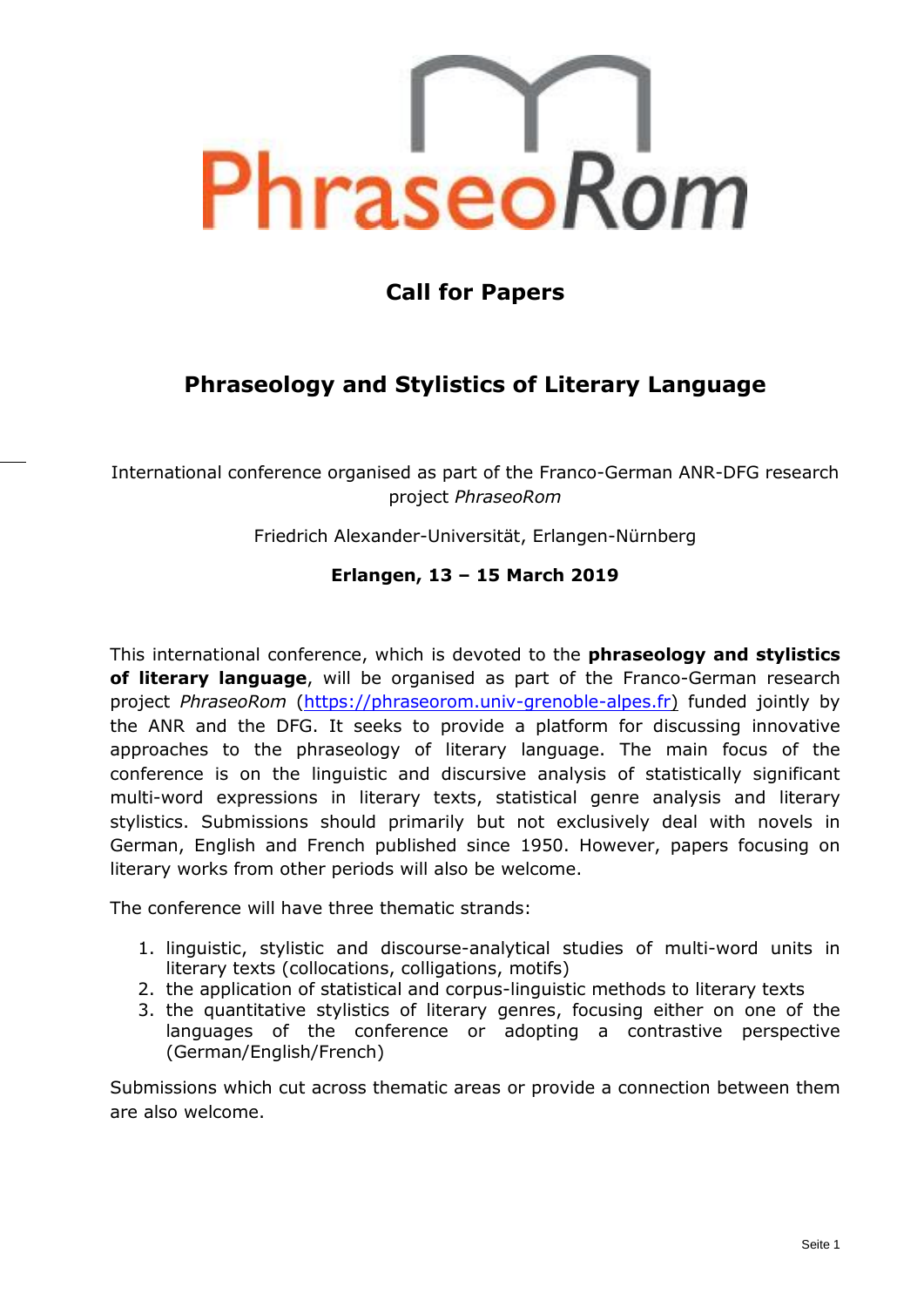PhraseoRom

# Call for Papers

## Phraseology and Stylistics of Literary Language

International conference organised as part of the Franco-German ANR-DFG research project *PhraseoRom*

Friedrich Alexander-Universität, Erlangen-Nürnberg

**Erlangen, 13 – 15 March 2019**

This international conference, which is devoted to the **phraseology and stylistics of literary language**, will be organised as part of the Franco-German research project *PhraseoRom* (https://phraseorom.univ-grenoble-alpes.fr) funded jointly by the ANR and the DFG. It seeks to provide a platform for discussing innovative approaches to the phraseology of literary language. The main focus of the conference is on the linguistic and discursive analysis of statistically significant multi-word expressions in literary texts, statistical genre analysis and literary stylistics. Submissions should primarily but not exclusively deal with novels in German, English and French published since 1950. However, papers focusing on literary works from other periods will also be welcome.

The conference will have three thematic strands:

1. linguistic, stylistic and discourse-analytical studies of multi-word units in literary texts (collocations, colligations, motifs)
2. the application of statistical and corpus-linguistic methods to literary texts
3. the quantitative stylistics of literary genres, focusing either on one of the languages of the conference or adopting a contrastive perspective (German/English/French)

Submissions which cut across thematic areas or provide a connection between them are also welcome.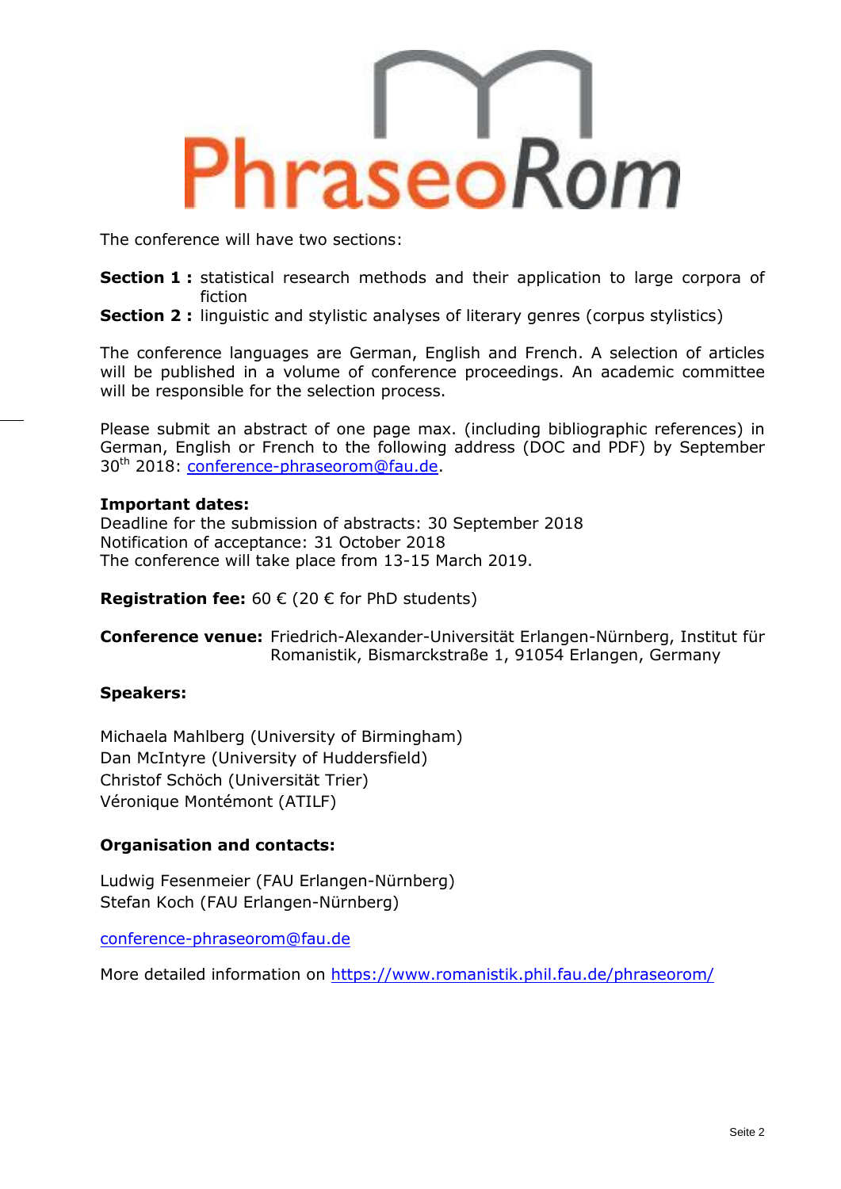PhraseoRom

The conference will have two sections:

**Section 1 :** statistical research methods and their application to large corpora of fiction
**Section 2 :** linguistic and stylistic analyses of literary genres (corpus stylistics)

The conference languages are German, English and French. A selection of articles will be published in a volume of conference proceedings. An academic committee will be responsible for the selection process.

Please submit an abstract of one page max. (including bibliographic references) in German, English or French to the following address (DOC and PDF) by September 30th 2018: conference-phraseorom@fau.de.

**Important dates:**
Deadline for the submission of abstracts: 30 September 2018
Notification of acceptance: 31 October 2018
The conference will take place from 13-15 March 2019.

**Registration fee:** 60 € (20 € for PhD students)

**Conference venue:** Friedrich-Alexander-Universität Erlangen-Nürnberg, Institut für Romanistik, Bismarckstraße 1, 91054 Erlangen, Germany

**Speakers:**

Michaela Mahlberg (University of Birmingham)
Dan McIntyre (University of Huddersfield)
Christof Schöch (Universität Trier)
Véronique Montémont (ATILF)

**Organisation and contacts:**

Ludwig Fesenmeier (FAU Erlangen-Nürnberg)
Stefan Koch (FAU Erlangen-Nürnberg)

conference-phraseorom@fau.de

More detailed information on https://www.romanistik.phil.fau.de/phraseorom/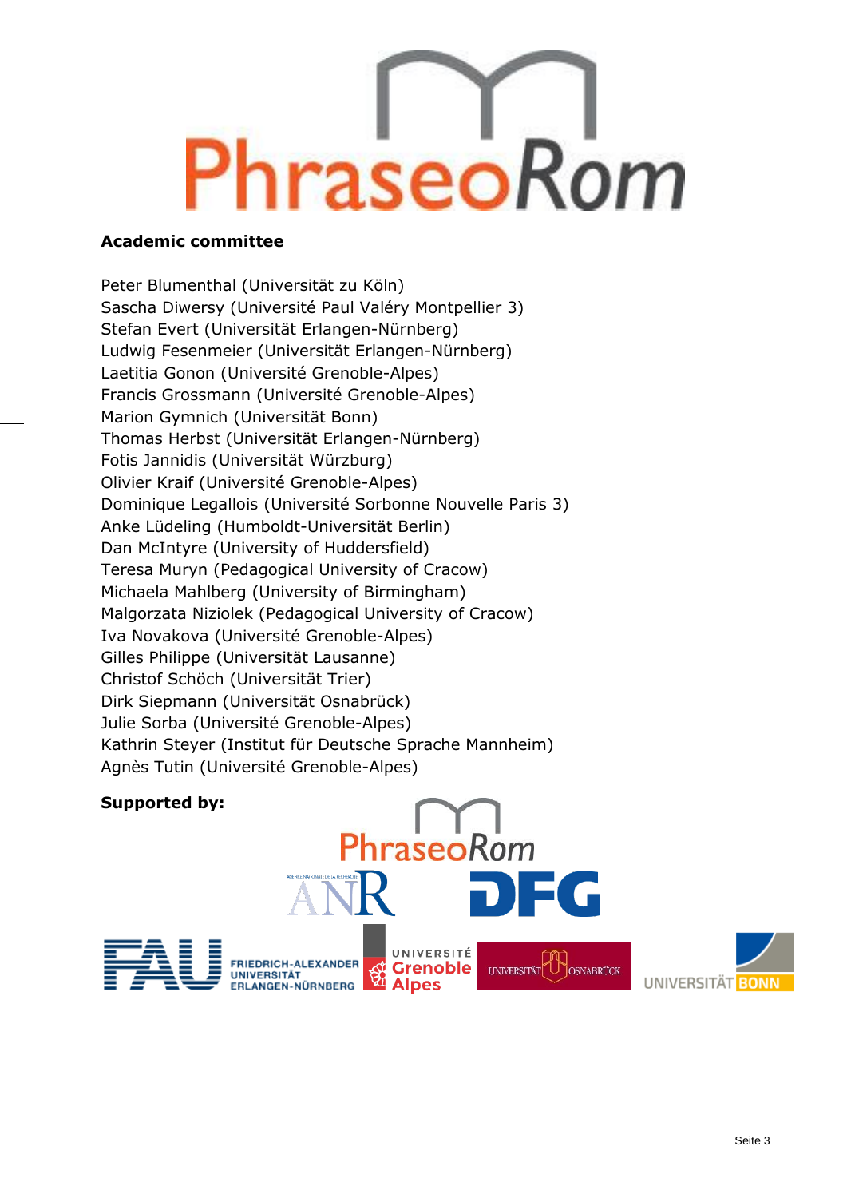**Academic committee**

Peter Blumenthal (Universität zu Köln)
Sascha Diwersy (Université Paul Valéry Montpellier 3)
Stefan Evert (Universität Erlangen-Nürnberg)
Ludwig Fesenmeier (Universität Erlangen-Nürnberg)
Laetitia Gonon (Université Grenoble-Alpes)
Francis Grossmann (Université Grenoble-Alpes)
Marion Gymnich (Universität Bonn)
Thomas Herbst (Universität Erlangen-Nürnberg)
Fotis Jannidis (Universität Würzburg)
Olivier Kraif (Université Grenoble-Alpes)
Dominique Legallois (Université Sorbonne Nouvelle Paris 3)
Anke Lüdeling (Humboldt-Universität Berlin)
Dan McIntyre (University of Huddersfield)
Teresa Muryn (Pedagogical University of Cracow)
Michaela Mahlberg (University of Birmingham)
Malgorzata Niziolek (Pedagogical University of Cracow)
Iva Novakova (Université Grenoble-Alpes)
Gilles Philippe (Universität Lausanne)
Christof Schöch (Universität Trier)
Dirk Siepmann (Universität Osnabrück)
Julie Sorba (Université Grenoble-Alpes)
Kathrin Steyer (Institut für Deutsche Sprache Mannheim)
Agnès Tutin (Université Grenoble-Alpes)

**Supported by:**